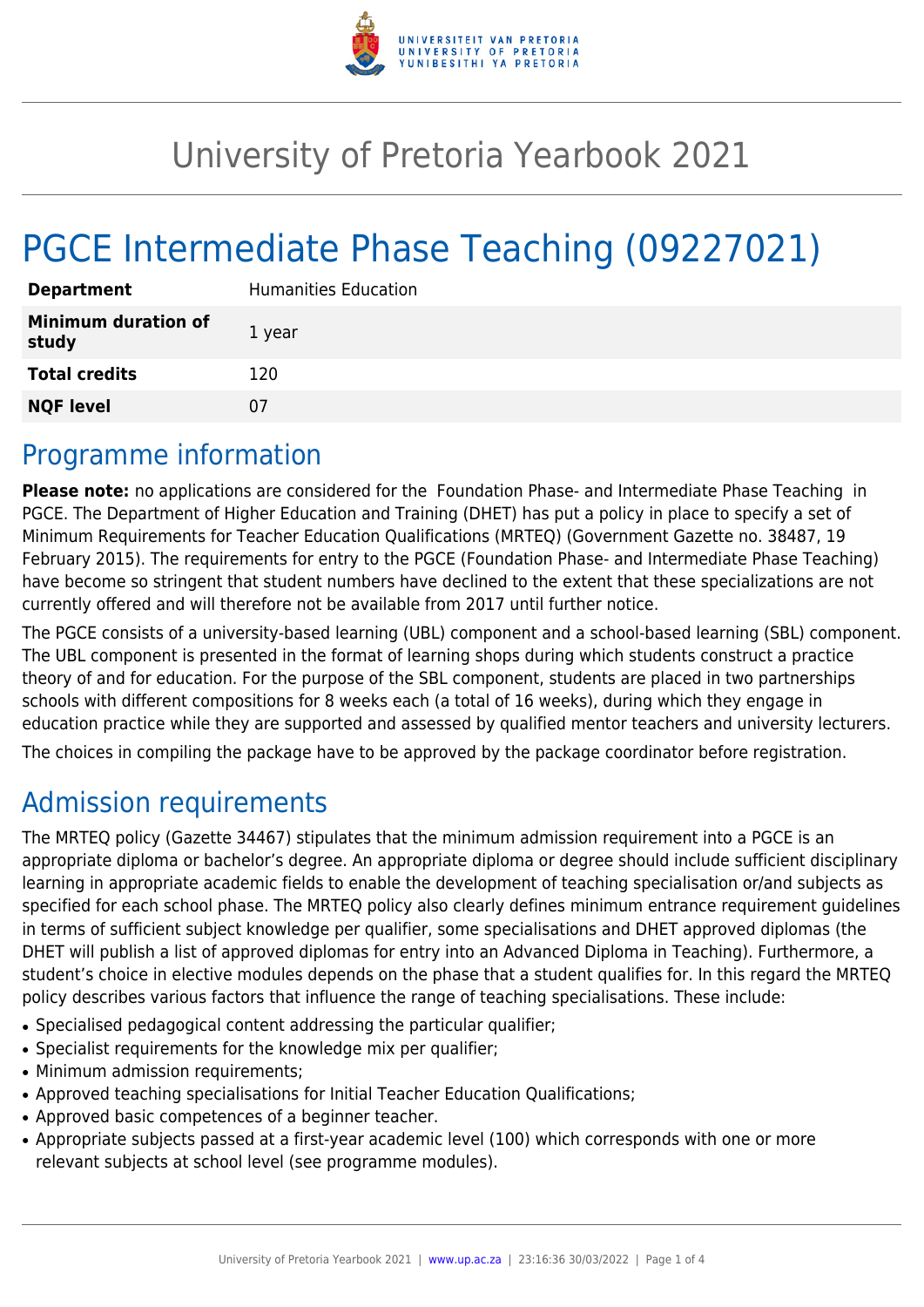# University of Pretoria Yearbook 2021

# PGCE Intermediate Phase Teaching (09227021)

| | |
|---|---|
| **Department** | Humanities Education |
| **Minimum duration of study** | 1 year |
| **Total credits** | 120 |
| **NQF level** | 07 |

## Programme information

**Please note:** no applications are considered for the Foundation Phase- and Intermediate Phase Teaching in PGCE. The Department of Higher Education and Training (DHET) has put a policy in place to specify a set of Minimum Requirements for Teacher Education Qualifications (MRTEQ) (Government Gazette no. 38487, 19 February 2015). The requirements for entry to the PGCE (Foundation Phase- and Intermediate Phase Teaching) have become so stringent that student numbers have declined to the extent that these specializations are not currently offered and will therefore not be available from 2017 until further notice.

The PGCE consists of a university-based learning (UBL) component and a school-based learning (SBL) component. The UBL component is presented in the format of learning shops during which students construct a practice theory of and for education. For the purpose of the SBL component, students are placed in two partnerships schools with different compositions for 8 weeks each (a total of 16 weeks), during which they engage in education practice while they are supported and assessed by qualified mentor teachers and university lecturers.

The choices in compiling the package have to be approved by the package coordinator before registration.

## Admission requirements

The MRTEQ policy (Gazette 34467) stipulates that the minimum admission requirement into a PGCE is an appropriate diploma or bachelor's degree. An appropriate diploma or degree should include sufficient disciplinary learning in appropriate academic fields to enable the development of teaching specialisation or/and subjects as specified for each school phase. The MRTEQ policy also clearly defines minimum entrance requirement guidelines in terms of sufficient subject knowledge per qualifier, some specialisations and DHET approved diplomas (the DHET will publish a list of approved diplomas for entry into an Advanced Diploma in Teaching). Furthermore, a student's choice in elective modules depends on the phase that a student qualifies for. In this regard the MRTEQ policy describes various factors that influence the range of teaching specialisations. These include:

- Specialised pedagogical content addressing the particular qualifier;
- Specialist requirements for the knowledge mix per qualifier;
- Minimum admission requirements;
- Approved teaching specialisations for Initial Teacher Education Qualifications;
- Approved basic competences of a beginner teacher.
- Appropriate subjects passed at a first-year academic level (100) which corresponds with one or more relevant subjects at school level (see programme modules).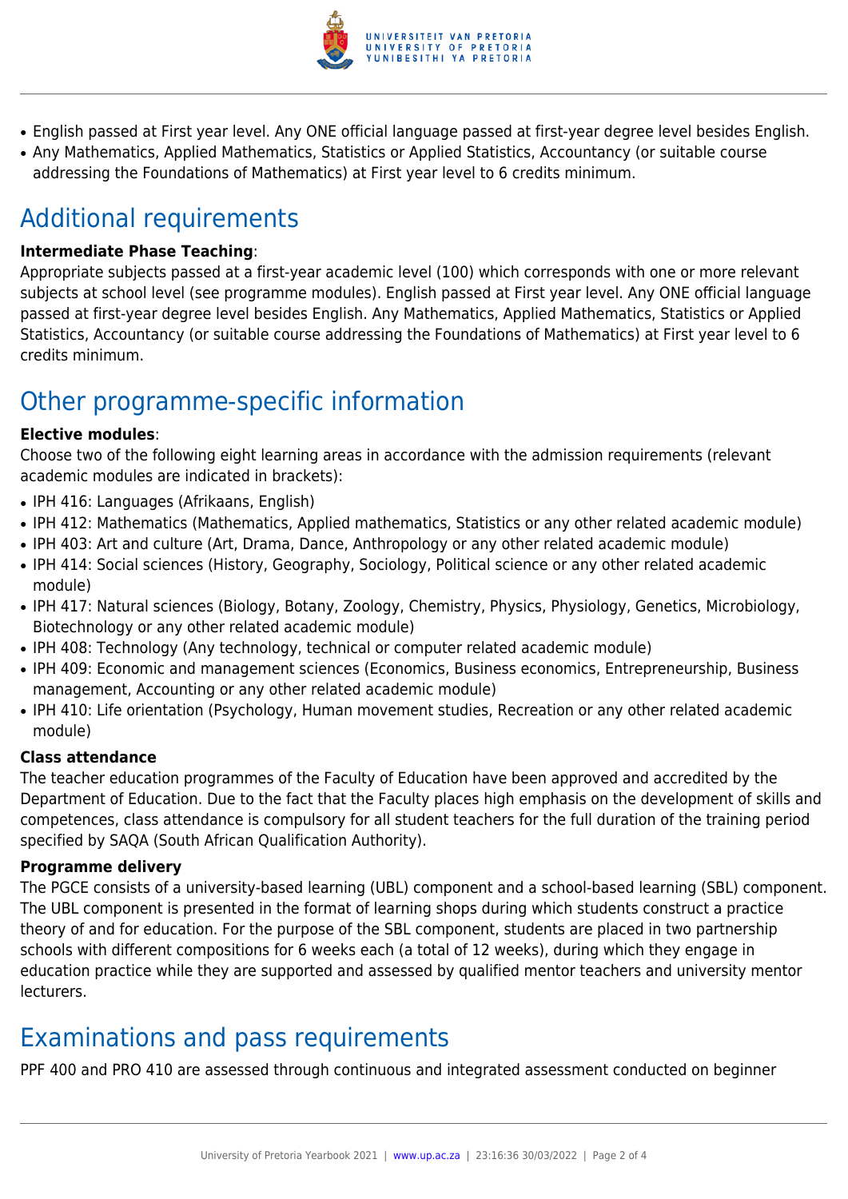- English passed at First year level. Any ONE official language passed at first-year degree level besides English.
- Any Mathematics, Applied Mathematics, Statistics or Applied Statistics, Accountancy (or suitable course addressing the Foundations of Mathematics) at First year level to 6 credits minimum.

# Additional requirements

**Intermediate Phase Teaching**:
Appropriate subjects passed at a first-year academic level (100) which corresponds with one or more relevant subjects at school level (see programme modules). English passed at First year level. Any ONE official language passed at first-year degree level besides English. Any Mathematics, Applied Mathematics, Statistics or Applied Statistics, Accountancy (or suitable course addressing the Foundations of Mathematics) at First year level to 6 credits minimum.

# Other programme-specific information

**Elective modules**:
Choose two of the following eight learning areas in accordance with the admission requirements (relevant academic modules are indicated in brackets):

- IPH 416: Languages (Afrikaans, English)
- IPH 412: Mathematics (Mathematics, Applied mathematics, Statistics or any other related academic module)
- IPH 403: Art and culture (Art, Drama, Dance, Anthropology or any other related academic module)
- IPH 414: Social sciences (History, Geography, Sociology, Political science or any other related academic module)
- IPH 417: Natural sciences (Biology, Botany, Zoology, Chemistry, Physics, Physiology, Genetics, Microbiology, Biotechnology or any other related academic module)
- IPH 408: Technology (Any technology, technical or computer related academic module)
- IPH 409: Economic and management sciences (Economics, Business economics, Entrepreneurship, Business management, Accounting or any other related academic module)
- IPH 410: Life orientation (Psychology, Human movement studies, Recreation or any other related academic module)

**Class attendance**
The teacher education programmes of the Faculty of Education have been approved and accredited by the Department of Education. Due to the fact that the Faculty places high emphasis on the development of skills and competences, class attendance is compulsory for all student teachers for the full duration of the training period specified by SAQA (South African Qualification Authority).

**Programme delivery**
The PGCE consists of a university-based learning (UBL) component and a school-based learning (SBL) component. The UBL component is presented in the format of learning shops during which students construct a practice theory of and for education. For the purpose of the SBL component, students are placed in two partnership schools with different compositions for 6 weeks each (a total of 12 weeks), during which they engage in education practice while they are supported and assessed by qualified mentor teachers and university mentor lecturers.

# Examinations and pass requirements

PPF 400 and PRO 410 are assessed through continuous and integrated assessment conducted on beginner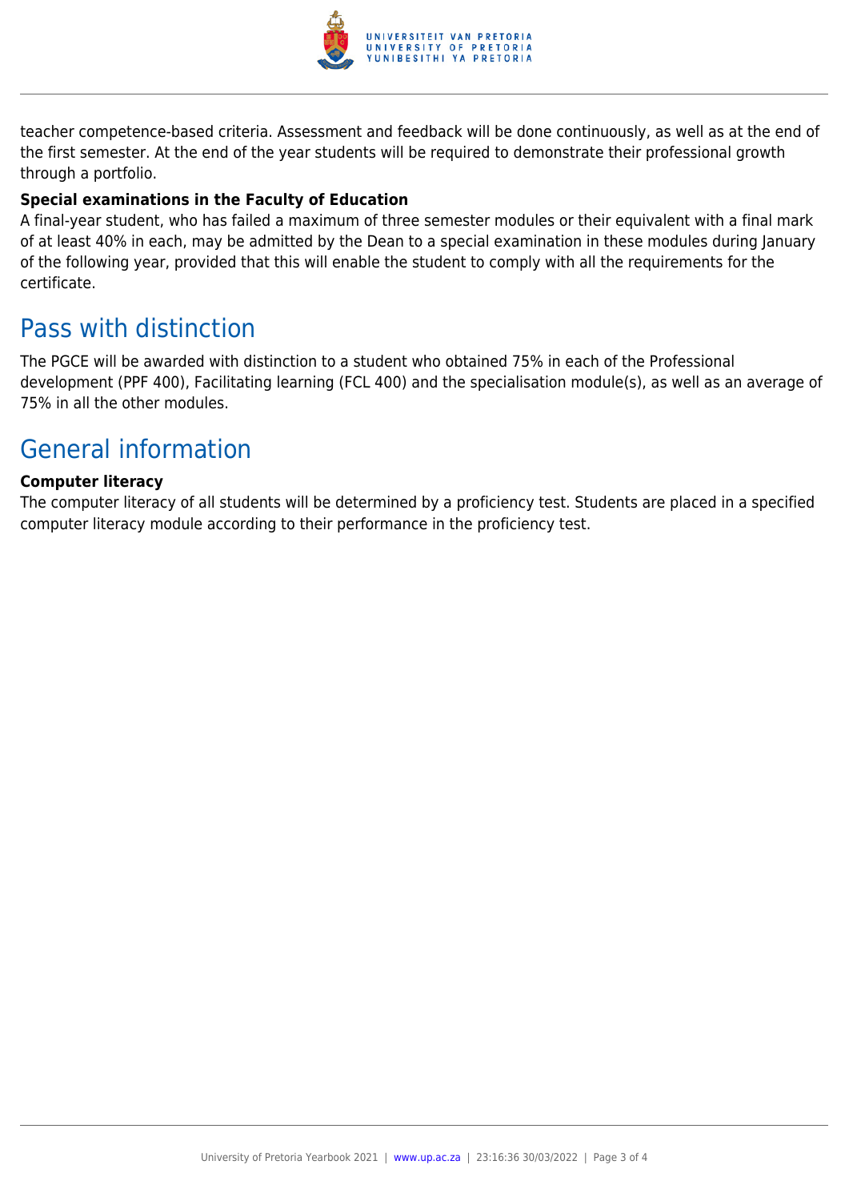teacher competence-based criteria. Assessment and feedback will be done continuously, as well as at the end of the first semester. At the end of the year students will be required to demonstrate their professional growth through a portfolio.

**Special examinations in the Faculty of Education**

A final-year student, who has failed a maximum of three semester modules or their equivalent with a final mark of at least 40% in each, may be admitted by the Dean to a special examination in these modules during January of the following year, provided that this will enable the student to comply with all the requirements for the certificate.

## Pass with distinction

The PGCE will be awarded with distinction to a student who obtained 75% in each of the Professional development (PPF 400), Facilitating learning (FCL 400) and the specialisation module(s), as well as an average of 75% in all the other modules.

## General information

**Computer literacy**

The computer literacy of all students will be determined by a proficiency test. Students are placed in a specified computer literacy module according to their performance in the proficiency test.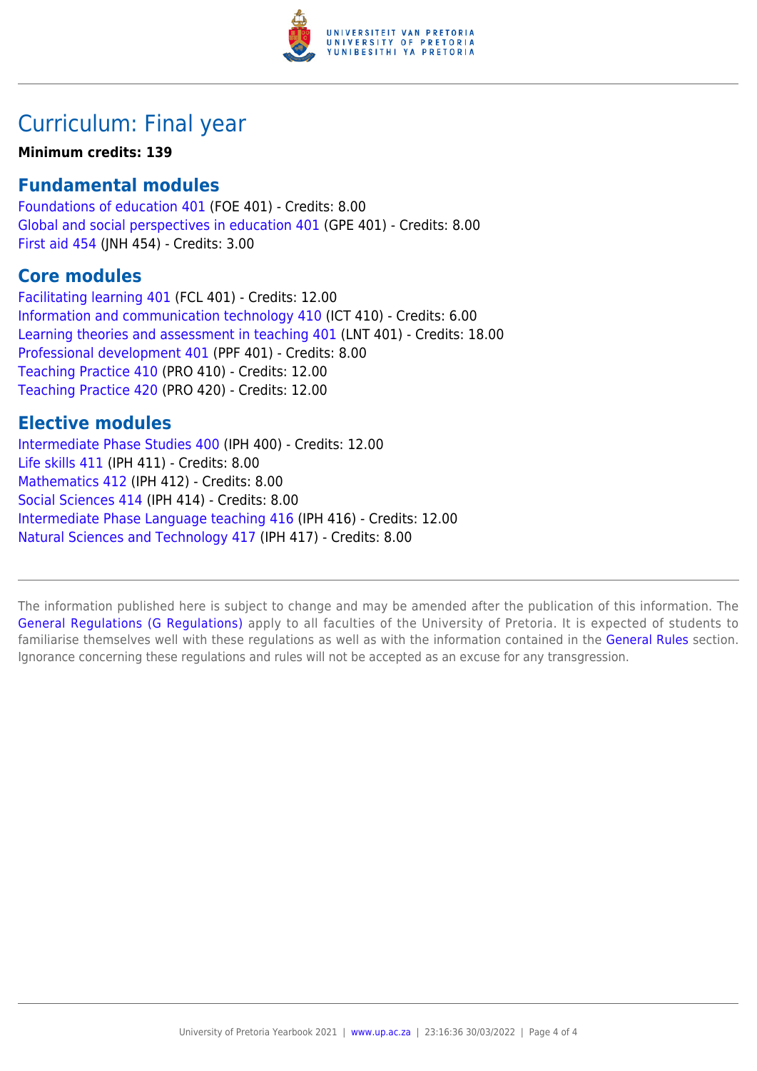# Curriculum: Final year

**Minimum credits: 139**

## Fundamental modules

Foundations of education 401 (FOE 401) - Credits: 8.00
Global and social perspectives in education 401 (GPE 401) - Credits: 8.00
First aid 454 (JNH 454) - Credits: 3.00

## Core modules

Facilitating learning 401 (FCL 401) - Credits: 12.00
Information and communication technology 410 (ICT 410) - Credits: 6.00
Learning theories and assessment in teaching 401 (LNT 401) - Credits: 18.00
Professional development 401 (PPF 401) - Credits: 8.00
Teaching Practice 410 (PRO 410) - Credits: 12.00
Teaching Practice 420 (PRO 420) - Credits: 12.00

## Elective modules

Intermediate Phase Studies 400 (IPH 400) - Credits: 12.00
Life skills 411 (IPH 411) - Credits: 8.00
Mathematics 412 (IPH 412) - Credits: 8.00
Social Sciences 414 (IPH 414) - Credits: 8.00
Intermediate Phase Language teaching 416 (IPH 416) - Credits: 12.00
Natural Sciences and Technology 417 (IPH 417) - Credits: 8.00

The information published here is subject to change and may be amended after the publication of this information. The General Regulations (G Regulations) apply to all faculties of the University of Pretoria. It is expected of students to familiarise themselves well with these regulations as well as with the information contained in the General Rules section. Ignorance concerning these regulations and rules will not be accepted as an excuse for any transgression.